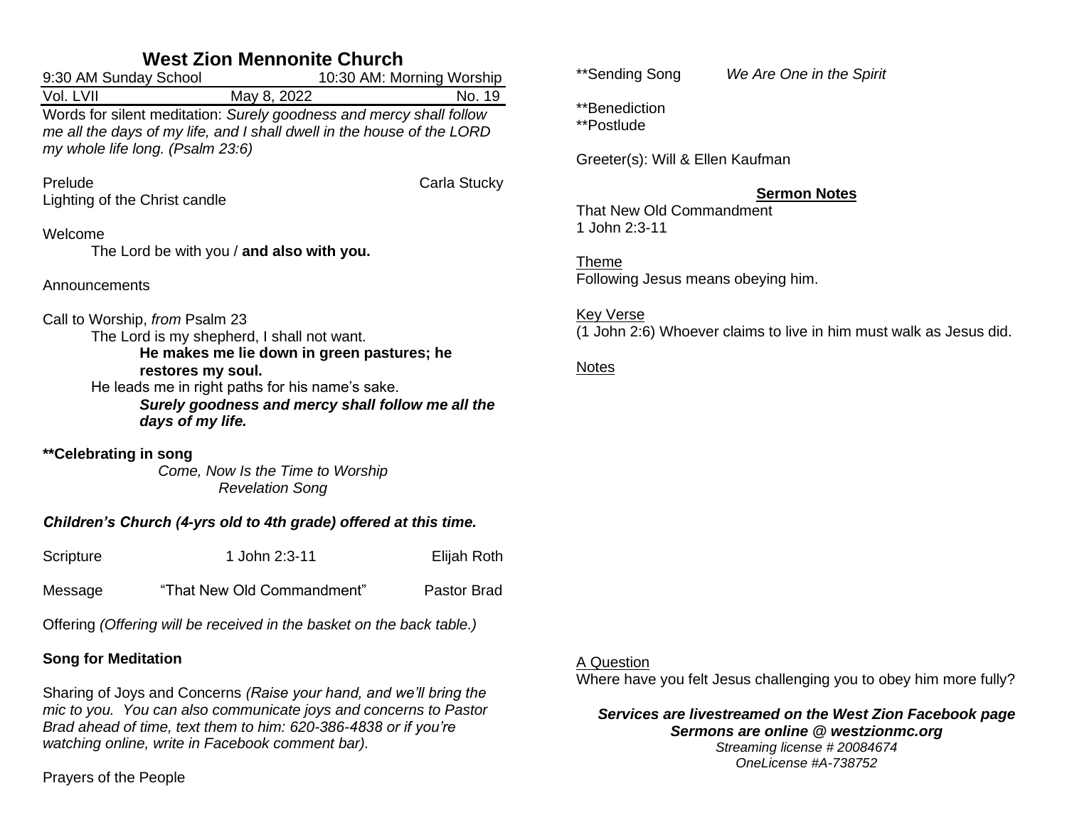# West Zion Mennonite Church

9:30 AM Sunday School — 10:30 AM: Morning Worship

Vol. LVII — May 8, 2022 — No. 19

Words for silent meditation: *Surely goodness and mercy shall follow me all the days of my life, and I shall dwell in the house of the LORD my whole life long. (Psalm 23:6)*

Prelude — Carla Stucky

Lighting of the Christ candle

Welcome

The Lord be with you / **and also with you.**

Announcements

Call to Worship, *from* Psalm 23

The Lord is my shepherd, I shall not want.

**He makes me lie down in green pastures; he restores my soul.**

He leads me in right paths for his name's sake.

***Surely goodness and mercy shall follow me all the days of my life.***

**\*\*Celebrating in song**

*Come, Now Is the Time to Worship*

*Revelation Song*

***Children's Church (4-yrs old to 4th grade) offered at this time.***

Scripture — 1 John 2:3-11 — Elijah Roth

Message — "That New Old Commandment" — Pastor Brad

Offering *(Offering will be received in the basket on the back table.)*

**Song for Meditation**

Sharing of Joys and Concerns *(Raise your hand, and we'll bring the mic to you. You can also communicate joys and concerns to Pastor Brad ahead of time, text them to him: 620-386-4838 or if you're watching online, write in Facebook comment bar).*

Prayers of the People

\*\*Sending Song — *We Are One in the Spirit*

\*\*Benediction

\*\*Postlude

Greeter(s): Will & Ellen Kaufman

## Sermon Notes

That New Old Commandment

1 John 2:3-11

Theme

Following Jesus means obeying him.

Key Verse

(1 John 2:6) Whoever claims to live in him must walk as Jesus did.

Notes

A Question

Where have you felt Jesus challenging you to obey him more fully?

***Services are livestreamed on the West Zion Facebook page***

***Sermons are online @ westzionmc.org***

*Streaming license # 20084674*

*OneLicense #A-738752*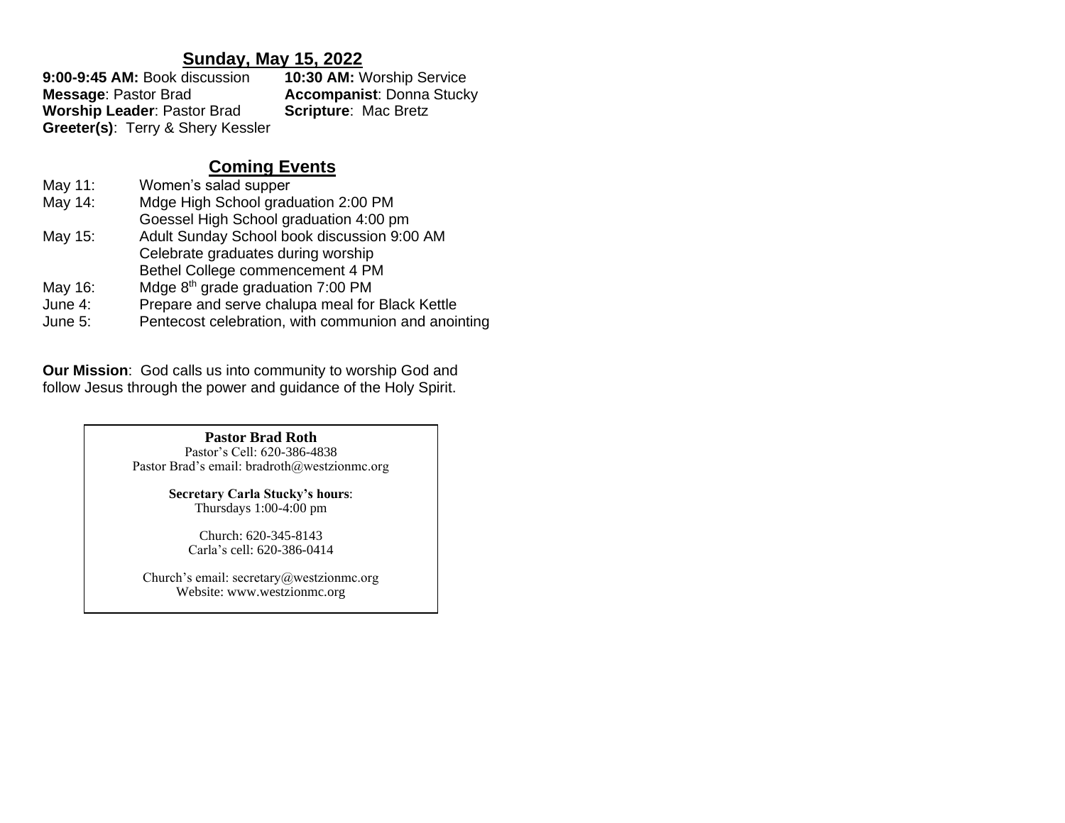## Sunday, May 15, 2022

**9:00-9:45 AM:** Book discussion

**10:30 AM:** Worship Service

**Message**: Pastor Brad

**Accompanist**: Donna Stucky

**Worship Leader**: Pastor Brad

**Scripture**: Mac Bretz

**Greeter(s)**: Terry & Shery Kessler

## Coming Events

| | |
|---|---|
| May 11: | Women's salad supper |
| May 14: | Mdge High School graduation 2:00 PM |
| | Goessel High School graduation 4:00 pm |
| May 15: | Adult Sunday School book discussion 9:00 AM |
| | Celebrate graduates during worship |
| | Bethel College commencement 4 PM |
| May 16: | Mdge 8th grade graduation 7:00 PM |
| June 4: | Prepare and serve chalupa meal for Black Kettle |
| June 5: | Pentecost celebration, with communion and anointing |

**Our Mission**: God calls us into community to worship God and follow Jesus through the power and guidance of the Holy Spirit.

**Pastor Brad Roth**
Pastor's Cell: 620-386-4838
Pastor Brad's email: bradroth@westzionmc.org

**Secretary Carla Stucky's hours**:
Thursdays 1:00-4:00 pm

Church: 620-345-8143
Carla's cell: 620-386-0414

Church's email: secretary@westzionmc.org
Website: www.westzionmc.org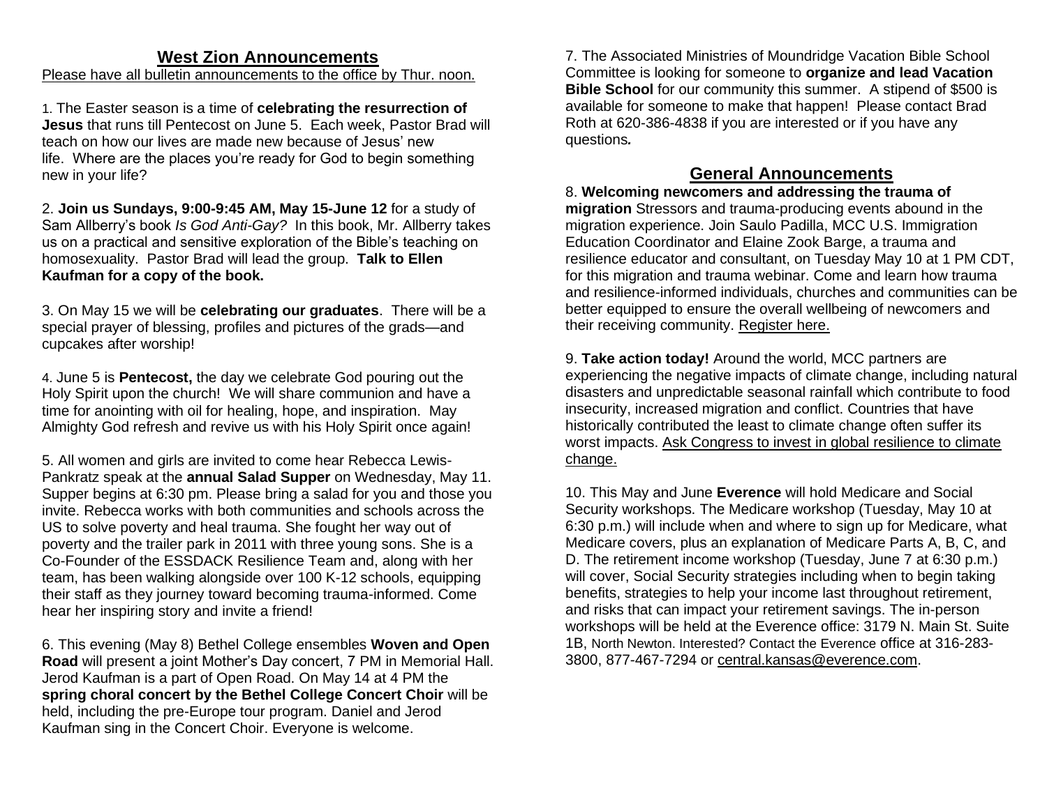## West Zion Announcements

Please have all bulletin announcements to the office by Thur. noon.

1. The Easter season is a time of **celebrating the resurrection of Jesus** that runs till Pentecost on June 5. Each week, Pastor Brad will teach on how our lives are made new because of Jesus' new life. Where are the places you're ready for God to begin something new in your life?

2. **Join us Sundays, 9:00-9:45 AM, May 15-June 12** for a study of Sam Allberry's book *Is God Anti-Gay?* In this book, Mr. Allberry takes us on a practical and sensitive exploration of the Bible's teaching on homosexuality. Pastor Brad will lead the group. **Talk to Ellen Kaufman for a copy of the book.**

3. On May 15 we will be **celebrating our graduates**. There will be a special prayer of blessing, profiles and pictures of the grads—and cupcakes after worship!

4. June 5 is **Pentecost,** the day we celebrate God pouring out the Holy Spirit upon the church! We will share communion and have a time for anointing with oil for healing, hope, and inspiration. May Almighty God refresh and revive us with his Holy Spirit once again!

5. All women and girls are invited to come hear Rebecca Lewis-Pankratz speak at the **annual Salad Supper** on Wednesday, May 11. Supper begins at 6:30 pm. Please bring a salad for you and those you invite. Rebecca works with both communities and schools across the US to solve poverty and heal trauma. She fought her way out of poverty and the trailer park in 2011 with three young sons. She is a Co-Founder of the ESSDACK Resilience Team and, along with her team, has been walking alongside over 100 K-12 schools, equipping their staff as they journey toward becoming trauma-informed. Come hear her inspiring story and invite a friend!

6. This evening (May 8) Bethel College ensembles **Woven and Open Road** will present a joint Mother's Day concert, 7 PM in Memorial Hall. Jerod Kaufman is a part of Open Road. On May 14 at 4 PM the **spring choral concert by the Bethel College Concert Choir** will be held, including the pre-Europe tour program. Daniel and Jerod Kaufman sing in the Concert Choir. Everyone is welcome.

7. The Associated Ministries of Moundridge Vacation Bible School Committee is looking for someone to **organize and lead Vacation Bible School** for our community this summer. A stipend of $500 is available for someone to make that happen! Please contact Brad Roth at 620-386-4838 if you are interested or if you have any questions.

## General Announcements

8. **Welcoming newcomers and addressing the trauma of migration** Stressors and trauma-producing events abound in the migration experience. Join Saulo Padilla, MCC U.S. Immigration Education Coordinator and Elaine Zook Barge, a trauma and resilience educator and consultant, on Tuesday May 10 at 1 PM CDT, for this migration and trauma webinar. Come and learn how trauma and resilience-informed individuals, churches and communities can be better equipped to ensure the overall wellbeing of newcomers and their receiving community. Register here.

9. **Take action today!** Around the world, MCC partners are experiencing the negative impacts of climate change, including natural disasters and unpredictable seasonal rainfall which contribute to food insecurity, increased migration and conflict. Countries that have historically contributed the least to climate change often suffer its worst impacts. Ask Congress to invest in global resilience to climate change.

10. This May and June **Everence** will hold Medicare and Social Security workshops. The Medicare workshop (Tuesday, May 10 at 6:30 p.m.) will include when and where to sign up for Medicare, what Medicare covers, plus an explanation of Medicare Parts A, B, C, and D. The retirement income workshop (Tuesday, June 7 at 6:30 p.m.) will cover, Social Security strategies including when to begin taking benefits, strategies to help your income last throughout retirement, and risks that can impact your retirement savings. The in-person workshops will be held at the Everence office: 3179 N. Main St. Suite 1B, North Newton. Interested? Contact the Everence office at 316-283-3800, 877-467-7294 or central.kansas@everence.com.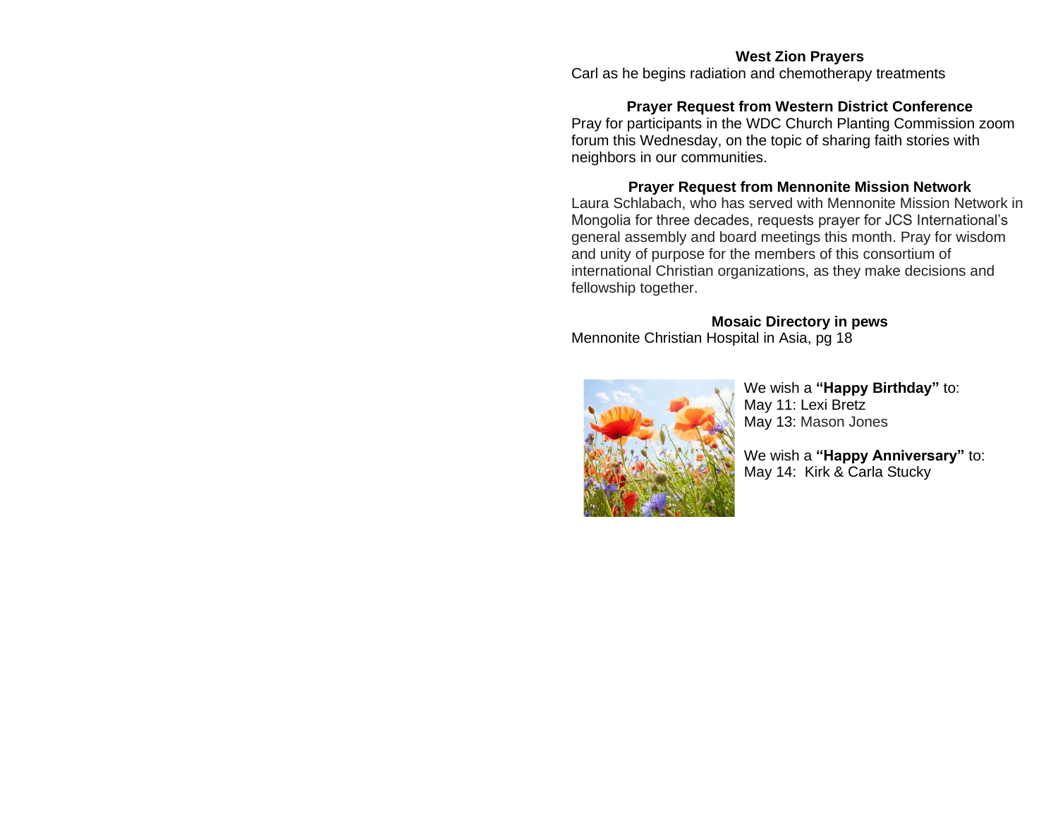**West Zion Prayers**

Carl as he begins radiation and chemotherapy treatments

**Prayer Request from Western District Conference**

Pray for participants in the WDC Church Planting Commission zoom forum this Wednesday, on the topic of sharing faith stories with neighbors in our communities.

**Prayer Request from Mennonite Mission Network**

Laura Schlabach, who has served with Mennonite Mission Network in Mongolia for three decades, requests prayer for JCS International's general assembly and board meetings this month. Pray for wisdom and unity of purpose for the members of this consortium of international Christian organizations, as they make decisions and fellowship together.

**Mosaic Directory in pews**

Mennonite Christian Hospital in Asia, pg 18

We wish a **"Happy Birthday"** to:
May 11: Lexi Bretz
May 13: Mason Jones

We wish a **"Happy Anniversary"** to:
May 14: Kirk & Carla Stucky